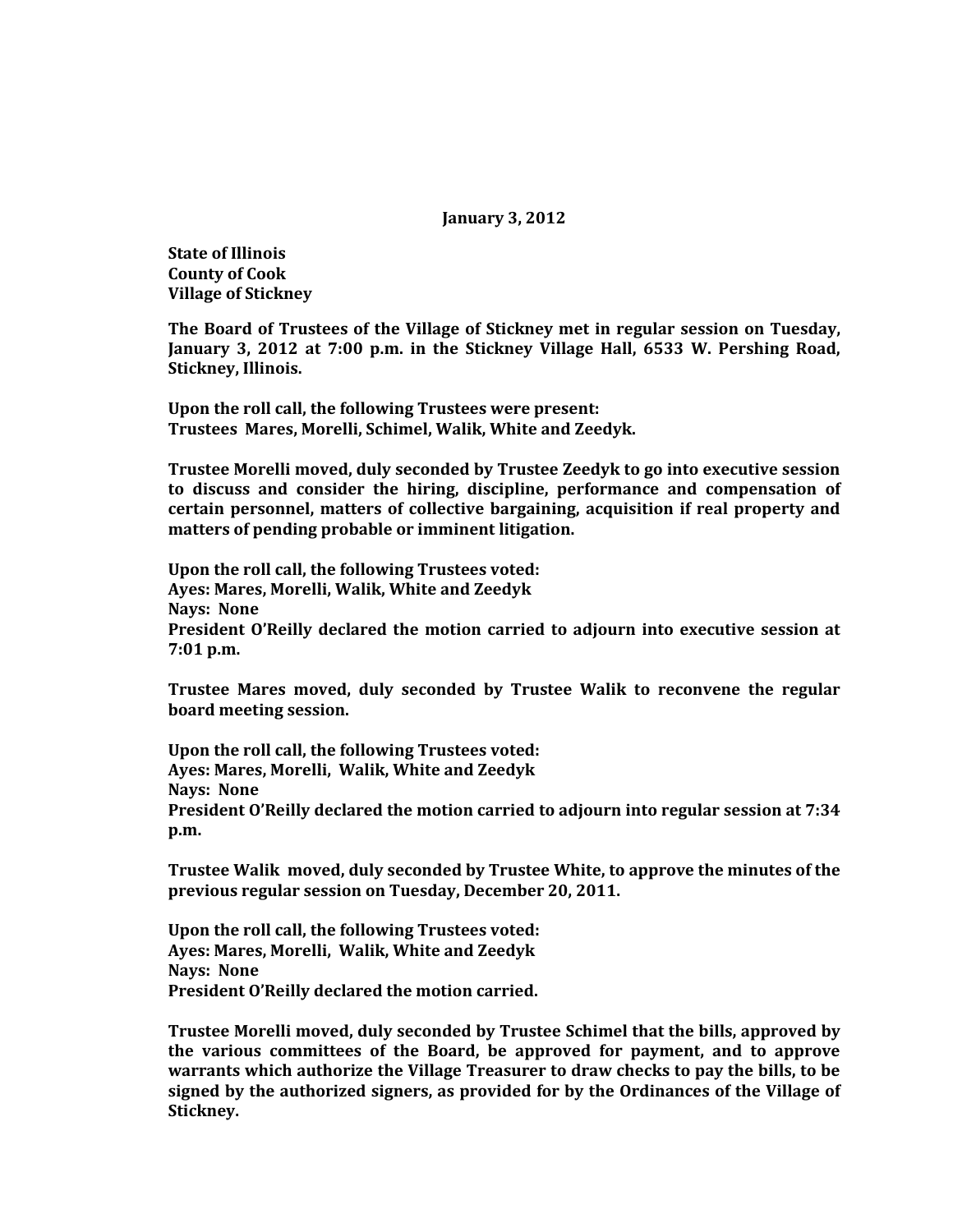**January 3, 2012**

**State of Illinois**
**County of Cook**
**Village of Stickney**

**The Board of Trustees of the Village of Stickney met in regular session on Tuesday, January 3, 2012 at 7:00 p.m. in the Stickney Village Hall, 6533 W. Pershing Road, Stickney, Illinois.**

**Upon the roll call, the following Trustees were present:**
**Trustees Mares, Morelli, Schimel, Walik, White and Zeedyk.**

**Trustee Morelli moved, duly seconded by Trustee Zeedyk to go into executive session to discuss and consider the hiring, discipline, performance and compensation of certain personnel, matters of collective bargaining, acquisition if real property and matters of pending probable or imminent litigation.**

**Upon the roll call, the following Trustees voted:**
**Ayes: Mares, Morelli, Walik, White and Zeedyk**
**Nays: None**
**President O'Reilly declared the motion carried to adjourn into executive session at 7:01 p.m.**

**Trustee Mares moved, duly seconded by Trustee Walik to reconvene the regular board meeting session.**

**Upon the roll call, the following Trustees voted:**
**Ayes: Mares, Morelli, Walik, White and Zeedyk**
**Nays: None**
**President O'Reilly declared the motion carried to adjourn into regular session at 7:34 p.m.**

**Trustee Walik moved, duly seconded by Trustee White, to approve the minutes of the previous regular session on Tuesday, December 20, 2011.**

**Upon the roll call, the following Trustees voted:**
**Ayes: Mares, Morelli, Walik, White and Zeedyk**
**Nays: None**
**President O'Reilly declared the motion carried.**

**Trustee Morelli moved, duly seconded by Trustee Schimel that the bills, approved by the various committees of the Board, be approved for payment, and to approve warrants which authorize the Village Treasurer to draw checks to pay the bills, to be signed by the authorized signers, as provided for by the Ordinances of the Village of Stickney.**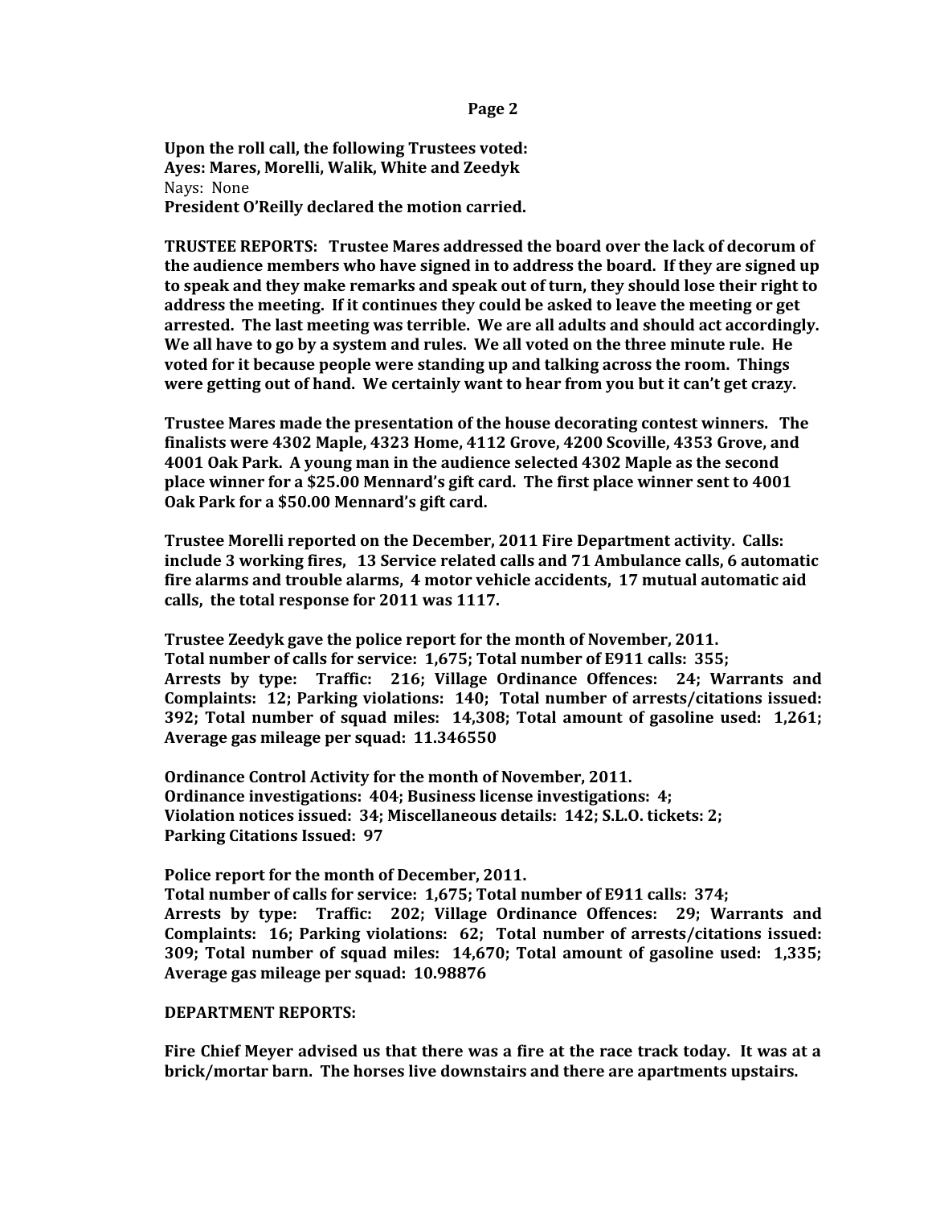**Upon the roll call, the following Trustees voted:**
**Ayes: Mares, Morelli, Walik, White and Zeedyk**
Nays: None
**President O'Reilly declared the motion carried.**

**TRUSTEE REPORTS: Trustee Mares addressed the board over the lack of decorum of the audience members who have signed in to address the board. If they are signed up to speak and they make remarks and speak out of turn, they should lose their right to address the meeting. If it continues they could be asked to leave the meeting or get arrested. The last meeting was terrible. We are all adults and should act accordingly. We all have to go by a system and rules. We all voted on the three minute rule. He voted for it because people were standing up and talking across the room. Things were getting out of hand. We certainly want to hear from you but it can't get crazy.**

**Trustee Mares made the presentation of the house decorating contest winners. The finalists were 4302 Maple, 4323 Home, 4112 Grove, 4200 Scoville, 4353 Grove, and 4001 Oak Park. A young man in the audience selected 4302 Maple as the second place winner for a $25.00 Mennard's gift card. The first place winner sent to 4001 Oak Park for a $50.00 Mennard's gift card.**

**Trustee Morelli reported on the December, 2011 Fire Department activity. Calls: include 3 working fires, 13 Service related calls and 71 Ambulance calls, 6 automatic fire alarms and trouble alarms, 4 motor vehicle accidents, 17 mutual automatic aid calls, the total response for 2011 was 1117.**

**Trustee Zeedyk gave the police report for the month of November, 2011.**
**Total number of calls for service: 1,675; Total number of E911 calls: 355;**
**Arrests by type: Traffic: 216; Village Ordinance Offences: 24; Warrants and Complaints: 12; Parking violations: 140; Total number of arrests/citations issued: 392; Total number of squad miles: 14,308; Total amount of gasoline used: 1,261; Average gas mileage per squad: 11.346550**

**Ordinance Control Activity for the month of November, 2011.**
**Ordinance investigations: 404; Business license investigations: 4;**
**Violation notices issued: 34; Miscellaneous details: 142; S.L.O. tickets: 2;**
**Parking Citations Issued: 97**

**Police report for the month of December, 2011.**
**Total number of calls for service: 1,675; Total number of E911 calls: 374;**
**Arrests by type: Traffic: 202; Village Ordinance Offences: 29; Warrants and Complaints: 16; Parking violations: 62; Total number of arrests/citations issued: 309; Total number of squad miles: 14,670; Total amount of gasoline used: 1,335; Average gas mileage per squad: 10.98876**

**DEPARTMENT REPORTS:**

**Fire Chief Meyer advised us that there was a fire at the race track today. It was at a brick/mortar barn. The horses live downstairs and there are apartments upstairs.**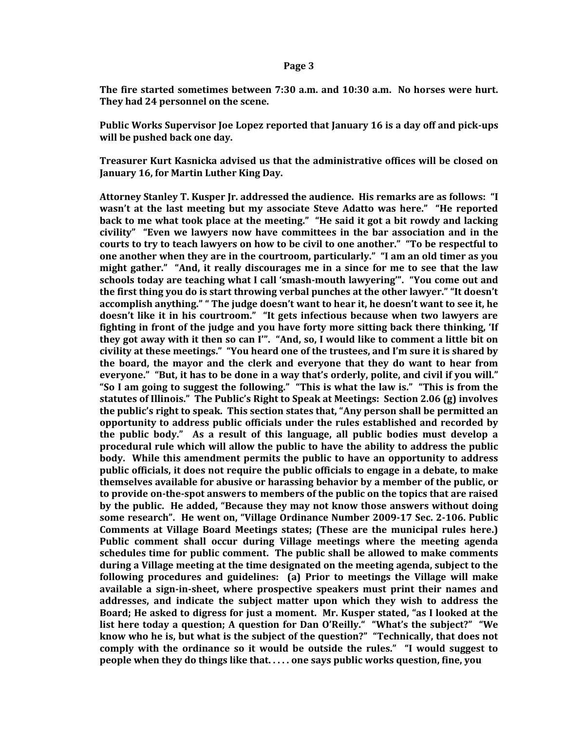**The fire started sometimes between 7:30 a.m. and 10:30 a.m. No horses were hurt. They had 24 personnel on the scene.**

**Public Works Supervisor Joe Lopez reported that January 16 is a day off and pick-ups will be pushed back one day.**

**Treasurer Kurt Kasnicka advised us that the administrative offices will be closed on January 16, for Martin Luther King Day.**

**Attorney Stanley T. Kusper Jr. addressed the audience. His remarks are as follows: "I wasn't at the last meeting but my associate Steve Adatto was here." "He reported back to me what took place at the meeting." "He said it got a bit rowdy and lacking civility" "Even we lawyers now have committees in the bar association and in the courts to try to teach lawyers on how to be civil to one another." "To be respectful to one another when they are in the courtroom, particularly." "I am an old timer as you might gather." "And, it really discourages me in a since for me to see that the law schools today are teaching what I call 'smash-mouth lawyering'". "You come out and the first thing you do is start throwing verbal punches at the other lawyer." "It doesn't accomplish anything." " The judge doesn't want to hear it, he doesn't want to see it, he doesn't like it in his courtroom." "It gets infectious because when two lawyers are fighting in front of the judge and you have forty more sitting back there thinking, 'If they got away with it then so can I'". "And, so, I would like to comment a little bit on civility at these meetings." "You heard one of the trustees, and I'm sure it is shared by the board, the mayor and the clerk and everyone that they do want to hear from everyone." "But, it has to be done in a way that's orderly, polite, and civil if you will." "So I am going to suggest the following." "This is what the law is." "This is from the statutes of Illinois." The Public's Right to Speak at Meetings: Section 2.06 (g) involves the public's right to speak. This section states that, "Any person shall be permitted an opportunity to address public officials under the rules established and recorded by the public body." As a result of this language, all public bodies must develop a procedural rule which will allow the public to have the ability to address the public body. While this amendment permits the public to have an opportunity to address public officials, it does not require the public officials to engage in a debate, to make themselves available for abusive or harassing behavior by a member of the public, or to provide on-the-spot answers to members of the public on the topics that are raised by the public. He added, "Because they may not know those answers without doing some research". He went on, "Village Ordinance Number 2009-17 Sec. 2-106. Public Comments at Village Board Meetings states; (These are the municipal rules here.) Public comment shall occur during Village meetings where the meeting agenda schedules time for public comment. The public shall be allowed to make comments during a Village meeting at the time designated on the meeting agenda, subject to the following procedures and guidelines: (a) Prior to meetings the Village will make available a sign-in-sheet, where prospective speakers must print their names and addresses, and indicate the subject matter upon which they wish to address the Board; He asked to digress for just a moment. Mr. Kusper stated, "as I looked at the list here today a question; A question for Dan O'Reilly." "What's the subject?" "We know who he is, but what is the subject of the question?" "Technically, that does not comply with the ordinance so it would be outside the rules." "I would suggest to people when they do things like that. . . . . one says public works question, fine, you**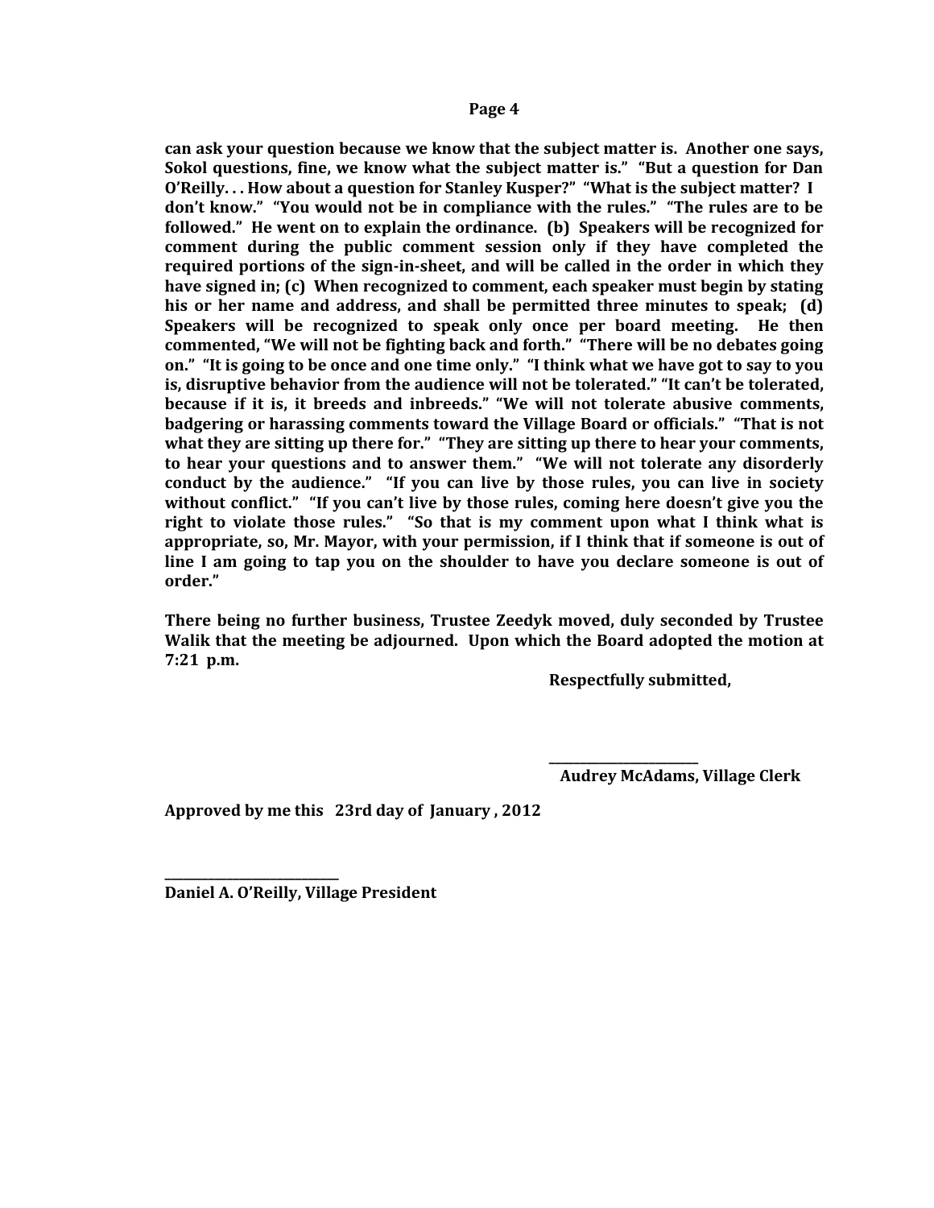**can ask your question because we know that the subject matter is. Another one says, Sokol questions, fine, we know what the subject matter is." "But a question for Dan O'Reilly. . . How about a question for Stanley Kusper?" "What is the subject matter? I don't know." "You would not be in compliance with the rules." "The rules are to be followed." He went on to explain the ordinance. (b) Speakers will be recognized for comment during the public comment session only if they have completed the required portions of the sign-in-sheet, and will be called in the order in which they have signed in; (c) When recognized to comment, each speaker must begin by stating his or her name and address, and shall be permitted three minutes to speak; (d) Speakers will be recognized to speak only once per board meeting. He then commented, "We will not be fighting back and forth." "There will be no debates going on." "It is going to be once and one time only." "I think what we have got to say to you is, disruptive behavior from the audience will not be tolerated." "It can't be tolerated, because if it is, it breeds and inbreeds." "We will not tolerate abusive comments, badgering or harassing comments toward the Village Board or officials." "That is not what they are sitting up there for." "They are sitting up there to hear your comments, to hear your questions and to answer them." "We will not tolerate any disorderly conduct by the audience." "If you can live by those rules, you can live in society without conflict." "If you can't live by those rules, coming here doesn't give you the right to violate those rules." "So that is my comment upon what I think what is appropriate, so, Mr. Mayor, with your permission, if I think that if someone is out of line I am going to tap you on the shoulder to have you declare someone is out of order."**

**There being no further business, Trustee Zeedyk moved, duly seconded by Trustee Walik that the meeting be adjourned. Upon which the Board adopted the motion at 7:21 p.m.**

**Respectfully submitted,**

**______________________**
**Audrey McAdams, Village Clerk**

**Approved by me this 23rd day of January , 2012**

**__________________________**
**Daniel A. O'Reilly, Village President**